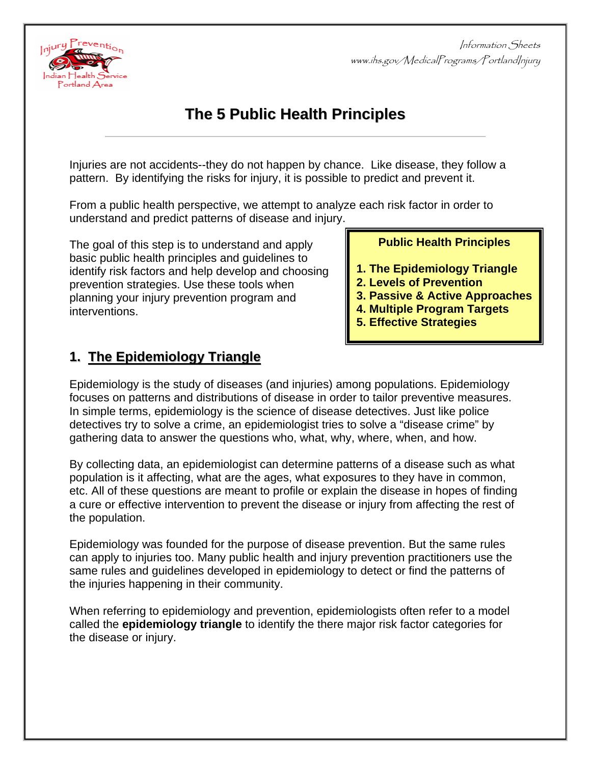# The 5 Public Health Principles

Injuries are not accidents--they do not happen by chance. Like disease, they follow a pattern. By identifying the risks for injury, it is possible to predict and prevent it.

From a public health perspective, we attempt to analyze each risk factor in order to understand and predict patterns of disease and injury.

The goal of this step is to understand and apply basic public health principles and guidelines to identify risk factors and help develop and choosing prevention strategies. Use these tools when planning your injury prevention program and interventions.

**Public Health Principles**

1. **The Epidemiology Triangle**
2. **Levels of Prevention**
3. **Passive & Active Approaches**
4. **Multiple Program Targets**
5. **Effective Strategies**

## 1. The Epidemiology Triangle

Epidemiology is the study of diseases (and injuries) among populations. Epidemiology focuses on patterns and distributions of disease in order to tailor preventive measures. In simple terms, epidemiology is the science of disease detectives. Just like police detectives try to solve a crime, an epidemiologist tries to solve a "disease crime" by gathering data to answer the questions who, what, why, where, when, and how.

By collecting data, an epidemiologist can determine patterns of a disease such as what population is it affecting, what are the ages, what exposures to they have in common, etc. All of these questions are meant to profile or explain the disease in hopes of finding a cure or effective intervention to prevent the disease or injury from affecting the rest of the population.

Epidemiology was founded for the purpose of disease prevention. But the same rules can apply to injuries too. Many public health and injury prevention practitioners use the same rules and guidelines developed in epidemiology to detect or find the patterns of the injuries happening in their community.

When referring to epidemiology and prevention, epidemiologists often refer to a model called the **epidemiology triangle** to identify the there major risk factor categories for the disease or injury.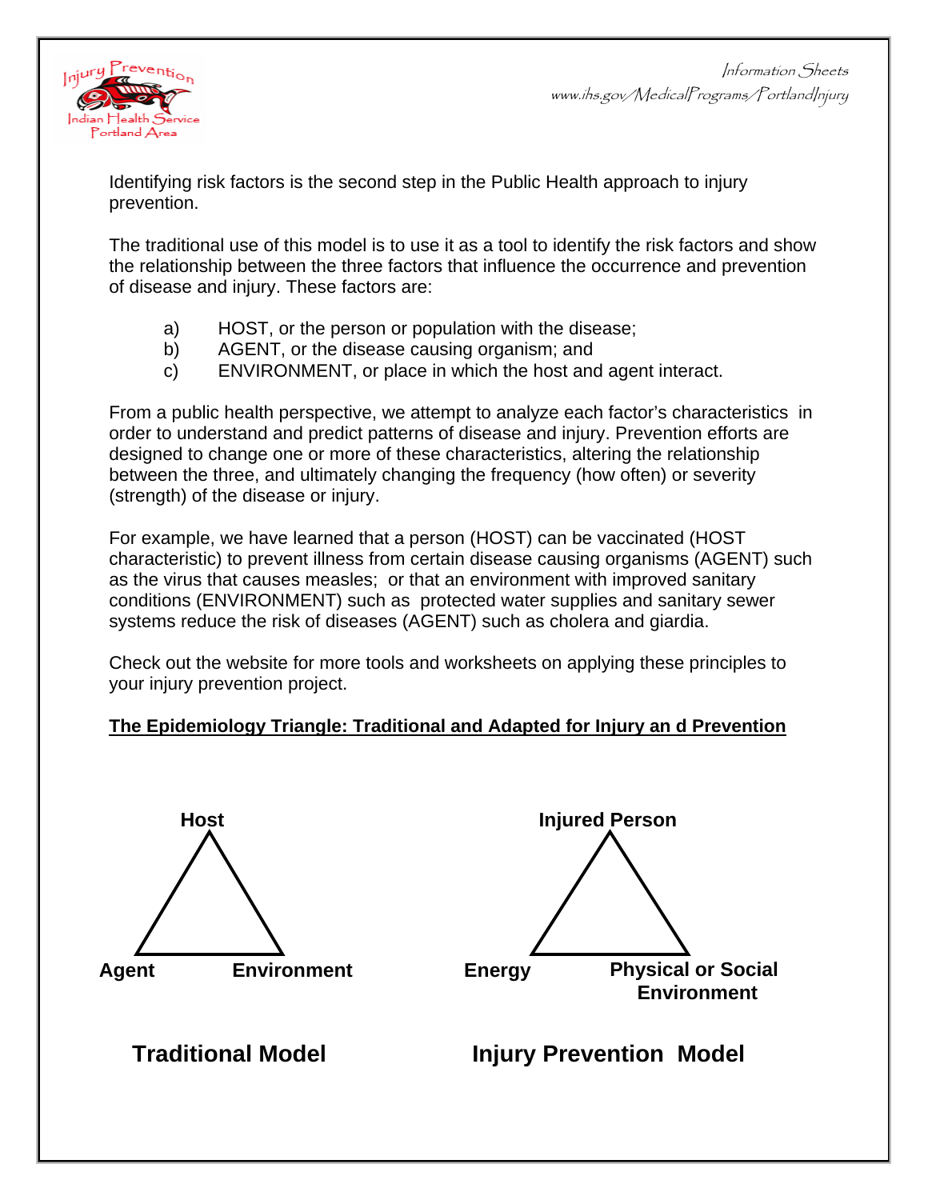Identifying risk factors is the second step in the Public Health approach to injury prevention.

The traditional use of this model is to use it as a tool to identify the risk factors and show the relationship between the three factors that influence the occurrence and prevention of disease and injury. These factors are:

a) HOST, or the person or population with the disease;
b) AGENT, or the disease causing organism; and
c) ENVIRONMENT, or place in which the host and agent interact.

From a public health perspective, we attempt to analyze each factor's characteristics in order to understand and predict patterns of disease and injury. Prevention efforts are designed to change one or more of these characteristics, altering the relationship between the three, and ultimately changing the frequency (how often) or severity (strength) of the disease or injury.

For example, we have learned that a person (HOST) can be vaccinated (HOST characteristic) to prevent illness from certain disease causing organisms (AGENT) such as the virus that causes measles; or that an environment with improved sanitary conditions (ENVIRONMENT) such as protected water supplies and sanitary sewer systems reduce the risk of diseases (AGENT) such as cholera and giardia.

Check out the website for more tools and worksheets on applying these principles to your injury prevention project.

**The Epidemiology Triangle: Traditional and Adapted for Injury an d Prevention**

**Host**

**Agent** **Environment**

**Traditional Model**

**Injured Person**

**Energy** **Physical or Social Environment**

**Injury Prevention Model**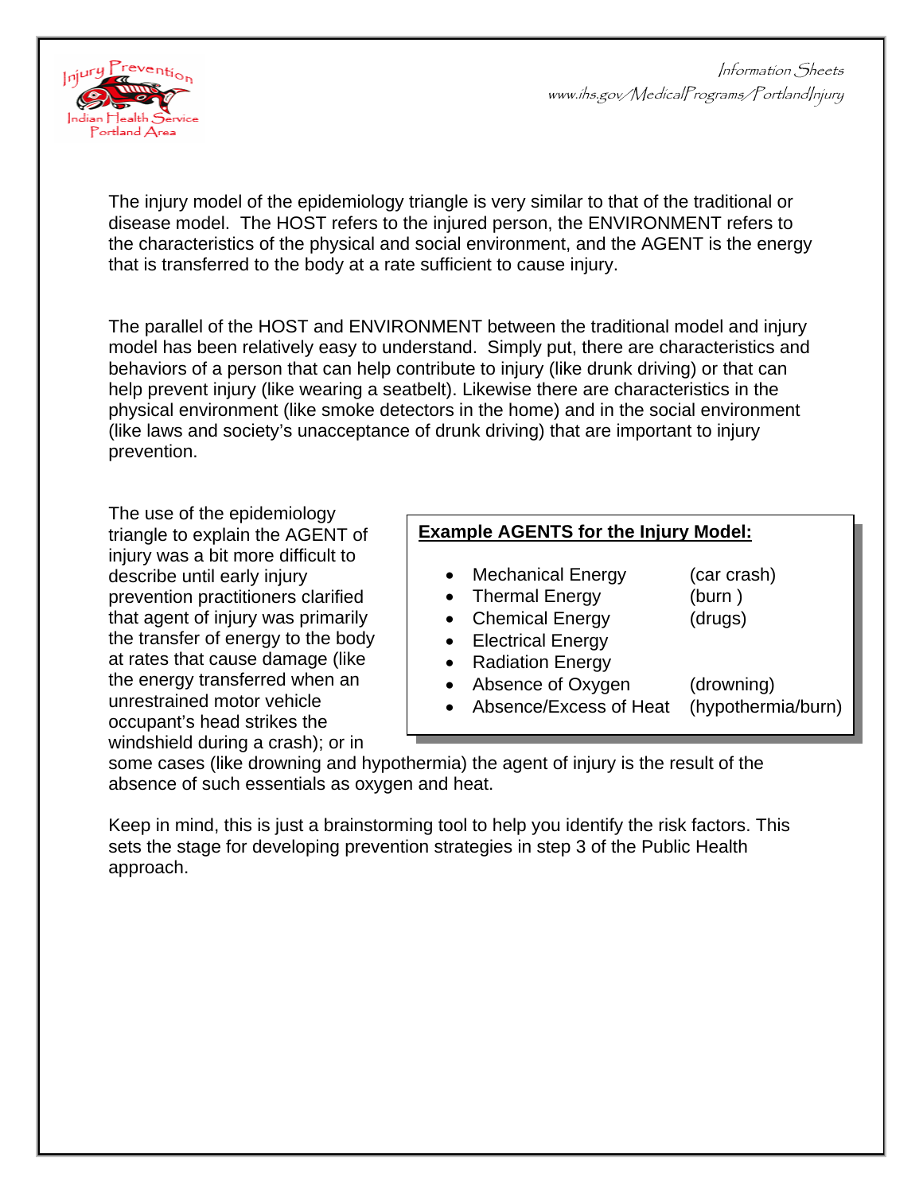The injury model of the epidemiology triangle is very similar to that of the traditional or disease model. The HOST refers to the injured person, the ENVIRONMENT refers to the characteristics of the physical and social environment, and the AGENT is the energy that is transferred to the body at a rate sufficient to cause injury.

The parallel of the HOST and ENVIRONMENT between the traditional model and injury model has been relatively easy to understand. Simply put, there are characteristics and behaviors of a person that can help contribute to injury (like drunk driving) or that can help prevent injury (like wearing a seatbelt). Likewise there are characteristics in the physical environment (like smoke detectors in the home) and in the social environment (like laws and society's unacceptance of drunk driving) that are important to injury prevention.

The use of the epidemiology triangle to explain the AGENT of injury was a bit more difficult to describe until early injury prevention practitioners clarified that agent of injury was primarily the transfer of energy to the body at rates that cause damage (like the energy transferred when an unrestrained motor vehicle occupant's head strikes the windshield during a crash); or in some cases (like drowning and hypothermia) the agent of injury is the result of the absence of such essentials as oxygen and heat.

**Example AGENTS for the Injury Model:**

- Mechanical Energy (car crash)
- Thermal Energy (burn )
- Chemical Energy (drugs)
- Electrical Energy
- Radiation Energy
- Absence of Oxygen (drowning)
- Absence/Excess of Heat (hypothermia/burn)

Keep in mind, this is just a brainstorming tool to help you identify the risk factors. This sets the stage for developing prevention strategies in step 3 of the Public Health approach.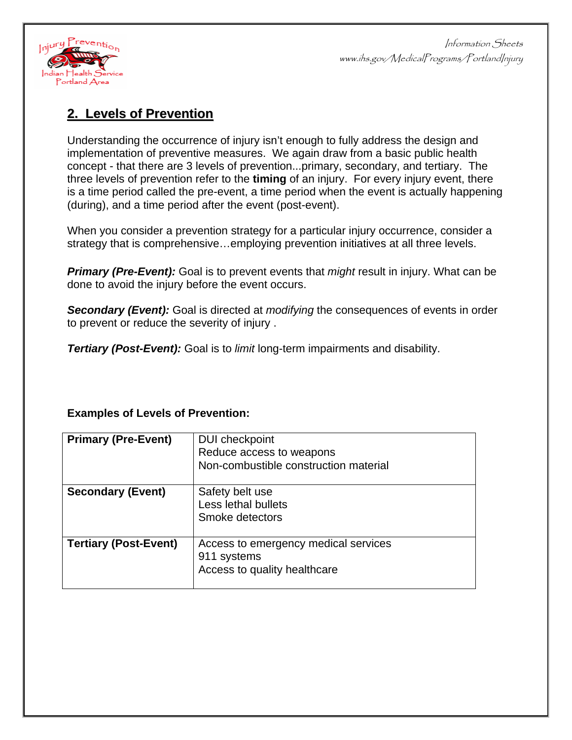## 2. Levels of Prevention

Understanding the occurrence of injury isn't enough to fully address the design and implementation of preventive measures. We again draw from a basic public health concept - that there are 3 levels of prevention...primary, secondary, and tertiary. The three levels of prevention refer to the **timing** of an injury. For every injury event, there is a time period called the pre-event, a time period when the event is actually happening (during), and a time period after the event (post-event).

When you consider a prevention strategy for a particular injury occurrence, consider a strategy that is comprehensive…employing prevention initiatives at all three levels.

***Primary (Pre-Event):*** Goal is to prevent events that *might* result in injury. What can be done to avoid the injury before the event occurs.

***Secondary (Event):*** Goal is directed at *modifying* the consequences of events in order to prevent or reduce the severity of injury .

***Tertiary (Post-Event):*** Goal is to *limit* long-term impairments and disability.

**Examples of Levels of Prevention:**

| | |
|---|---|
| **Primary (Pre-Event)** | DUI checkpoint<br>Reduce access to weapons<br>Non-combustible construction material |
| **Secondary (Event)** | Safety belt use<br>Less lethal bullets<br>Smoke detectors |
| **Tertiary (Post-Event)** | Access to emergency medical services<br>911 systems<br>Access to quality healthcare |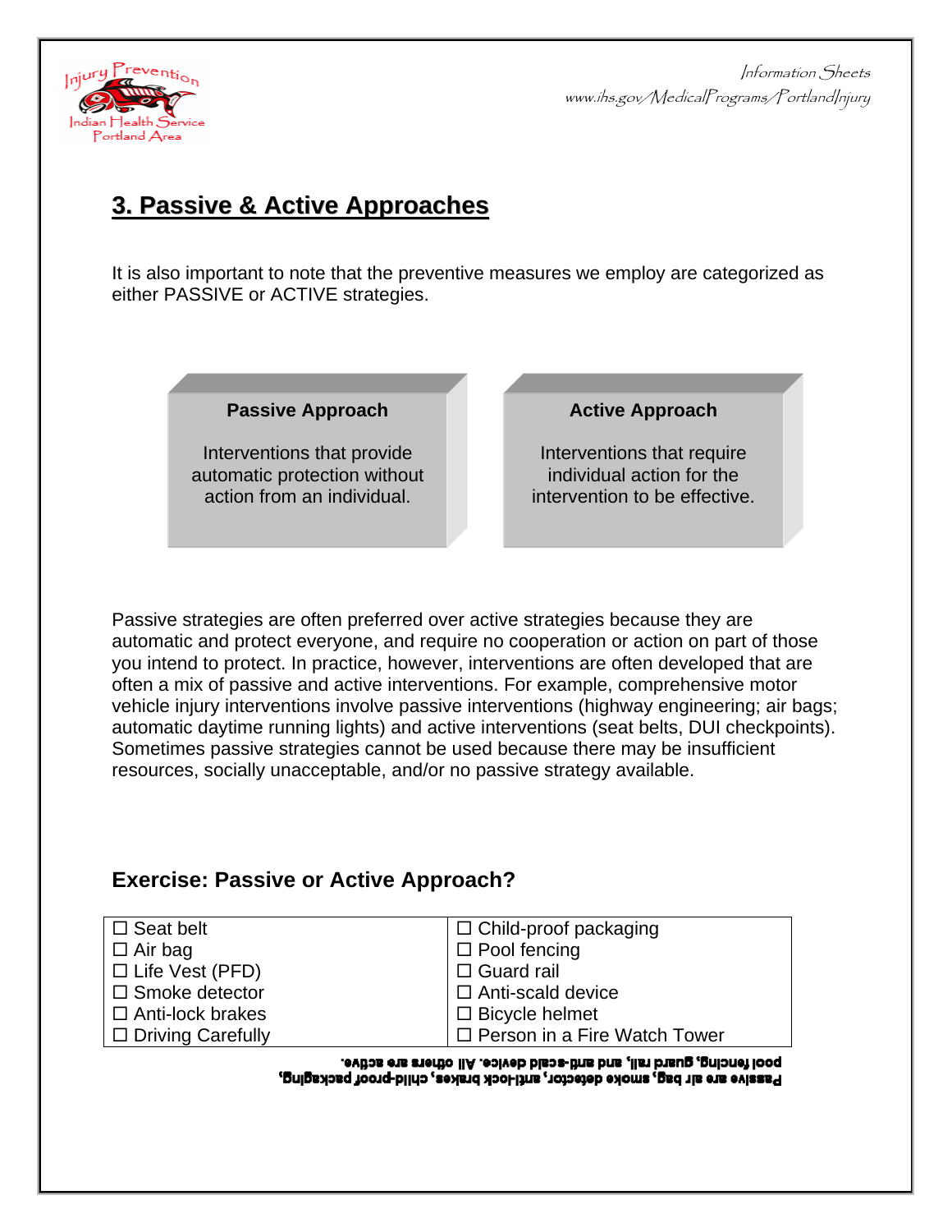## 3. Passive & Active Approaches

It is also important to note that the preventive measures we employ are categorized as either PASSIVE or ACTIVE strategies.

| Passive Approach | Active Approach |
|---|---|
| Interventions that provide automatic protection without action from an individual. | Interventions that require individual action for the intervention to be effective. |

Passive strategies are often preferred over active strategies because they are automatic and protect everyone, and require no cooperation or action on part of those you intend to protect. In practice, however, interventions are often developed that are often a mix of passive and active interventions. For example, comprehensive motor vehicle injury interventions involve passive interventions (highway engineering; air bags; automatic daytime running lights) and active interventions (seat belts, DUI checkpoints). Sometimes passive strategies cannot be used because there may be insufficient resources, socially unacceptable, and/or no passive strategy available.

### Exercise: Passive or Active Approach?

| | |
|---|---|
| ☐ Seat belt | ☐ Child-proof packaging |
| ☐ Air bag | ☐ Pool fencing |
| ☐ Life Vest (PFD) | ☐ Guard rail |
| ☐ Smoke detector | ☐ Anti-scald device |
| ☐ Anti-lock brakes | ☐ Bicycle helmet |
| ☐ Driving Carefully | ☐ Person in a Fire Watch Tower |

Passive are air bag, smoke detector, anti-lock brakes, child-proof packaging, pool fencing, guard rail, and anti-scald device. All others are active.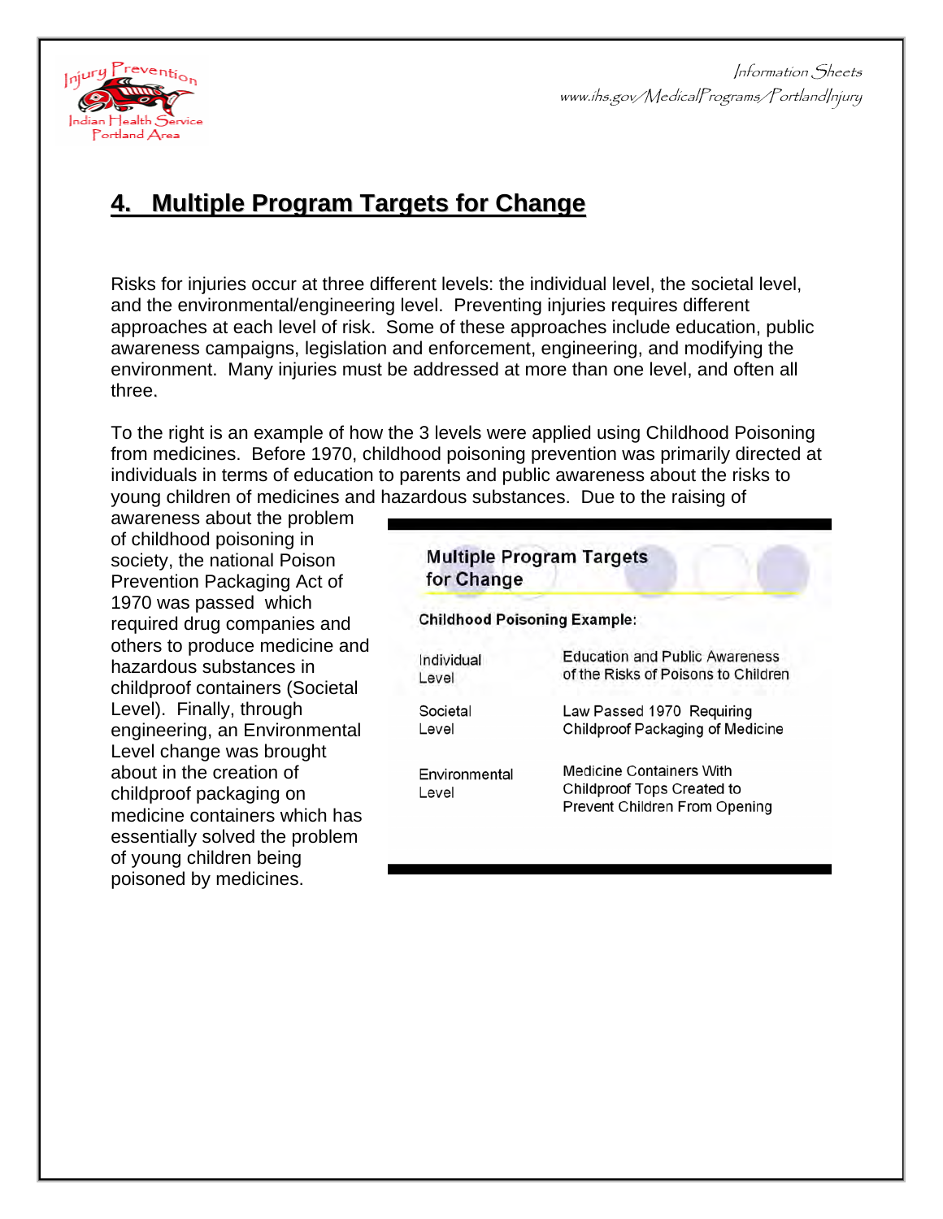## 4. Multiple Program Targets for Change

Risks for injuries occur at three different levels: the individual level, the societal level, and the environmental/engineering level. Preventing injuries requires different approaches at each level of risk. Some of these approaches include education, public awareness campaigns, legislation and enforcement, engineering, and modifying the environment. Many injuries must be addressed at more than one level, and often all three.

To the right is an example of how the 3 levels were applied using Childhood Poisoning from medicines. Before 1970, childhood poisoning prevention was primarily directed at individuals in terms of education to parents and public awareness about the risks to young children of medicines and hazardous substances. Due to the raising of awareness about the problem of childhood poisoning in society, the national Poison Prevention Packaging Act of 1970 was passed which required drug companies and others to produce medicine and hazardous substances in childproof containers (Societal Level). Finally, through engineering, an Environmental Level change was brought about in the creation of childproof packaging on medicine containers which has essentially solved the problem of young children being poisoned by medicines.

**Multiple Program Targets for Change**

**Childhood Poisoning Example:**

| Level | Approach |
| --- | --- |
| Individual Level | Education and Public Awareness of the Risks of Poisons to Children |
| Societal Level | Law Passed 1970 Requiring Childproof Packaging of Medicine |
| Environmental Level | Medicine Containers With Childproof Tops Created to Prevent Children From Opening |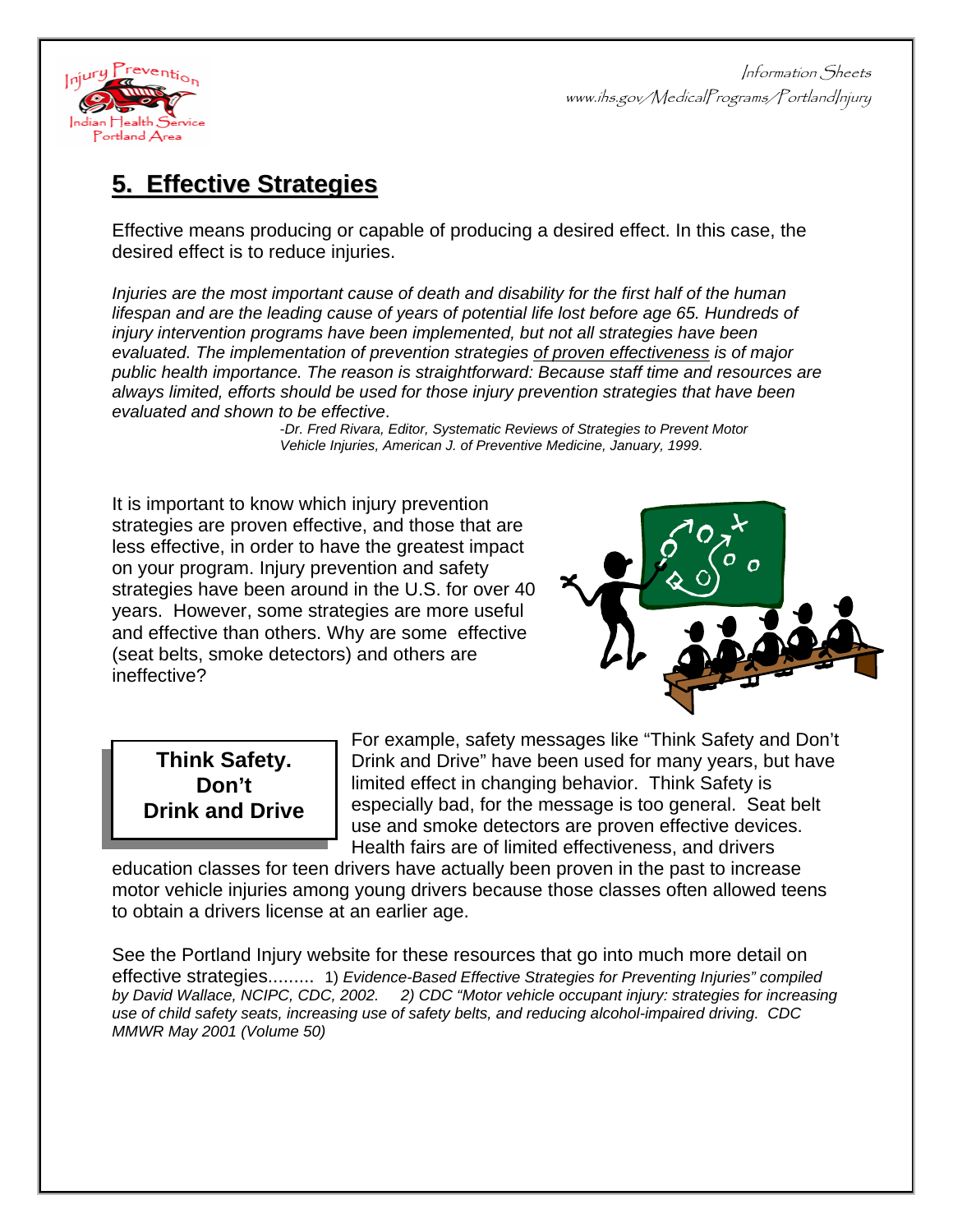# 5. Effective Strategies

Effective means producing or capable of producing a desired effect. In this case, the desired effect is to reduce injuries.

*Injuries are the most important cause of death and disability for the first half of the human lifespan and are the leading cause of years of potential life lost before age 65. Hundreds of injury intervention programs have been implemented, but not all strategies have been evaluated. The implementation of prevention strategies of proven effectiveness is of major public health importance. The reason is straightforward: Because staff time and resources are always limited, efforts should be used for those injury prevention strategies that have been evaluated and shown to be effective*.

*-Dr. Fred Rivara, Editor, Systematic Reviews of Strategies to Prevent Motor Vehicle Injuries, American J. of Preventive Medicine, January, 1999*.

It is important to know which injury prevention strategies are proven effective, and those that are less effective, in order to have the greatest impact on your program. Injury prevention and safety strategies have been around in the U.S. for over 40 years. However, some strategies are more useful and effective than others. Why are some effective (seat belts, smoke detectors) and others are ineffective?

**Think Safety. Don't Drink and Drive**

For example, safety messages like "Think Safety and Don't Drink and Drive" have been used for many years, but have limited effect in changing behavior. Think Safety is especially bad, for the message is too general. Seat belt use and smoke detectors are proven effective devices. Health fairs are of limited effectiveness, and drivers education classes for teen drivers have actually been proven in the past to increase motor vehicle injuries among young drivers because those classes often allowed teens to obtain a drivers license at an earlier age.

See the Portland Injury website for these resources that go into much more detail on effective strategies......... 1) *Evidence-Based Effective Strategies for Preventing Injuries" compiled by David Wallace, NCIPC, CDC, 2002.* 2) *CDC "Motor vehicle occupant injury: strategies for increasing use of child safety seats, increasing use of safety belts, and reducing alcohol-impaired driving. CDC MMWR May 2001 (Volume 50)*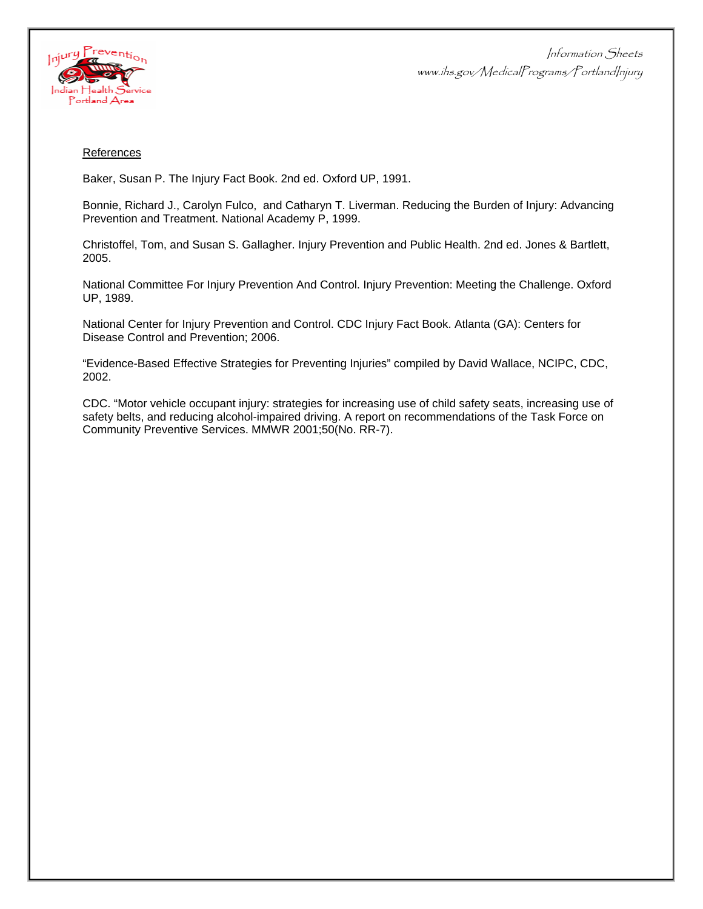References

Baker, Susan P. The Injury Fact Book. 2nd ed. Oxford UP, 1991.

Bonnie, Richard J., Carolyn Fulco, and Catharyn T. Liverman. Reducing the Burden of Injury: Advancing Prevention and Treatment. National Academy P, 1999.

Christoffel, Tom, and Susan S. Gallagher. Injury Prevention and Public Health. 2nd ed. Jones & Bartlett, 2005.

National Committee For Injury Prevention And Control. Injury Prevention: Meeting the Challenge. Oxford UP, 1989.

National Center for Injury Prevention and Control. CDC Injury Fact Book. Atlanta (GA): Centers for Disease Control and Prevention; 2006.

"Evidence-Based Effective Strategies for Preventing Injuries" compiled by David Wallace, NCIPC, CDC, 2002.

CDC. "Motor vehicle occupant injury: strategies for increasing use of child safety seats, increasing use of safety belts, and reducing alcohol-impaired driving. A report on recommendations of the Task Force on Community Preventive Services. MMWR 2001;50(No. RR-7).